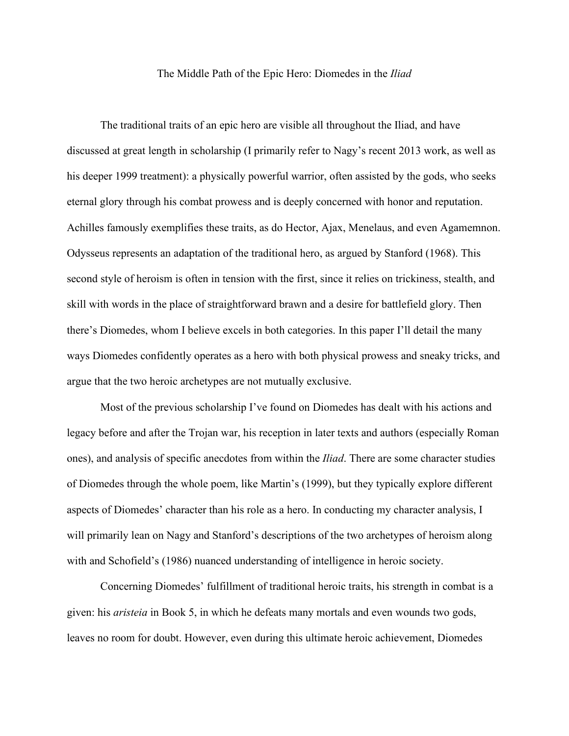# The Middle Path of the Epic Hero: Diomedes in the *Iliad*

The traditional traits of an epic hero are visible all throughout the Iliad, and have discussed at great length in scholarship (I primarily refer to Nagy's recent 2013 work, as well as his deeper 1999 treatment): a physically powerful warrior, often assisted by the gods, who seeks eternal glory through his combat prowess and is deeply concerned with honor and reputation. Achilles famously exemplifies these traits, as do Hector, Ajax, Menelaus, and even Agamemnon. Odysseus represents an adaptation of the traditional hero, as argued by Stanford (1968). This second style of heroism is often in tension with the first, since it relies on trickiness, stealth, and skill with words in the place of straightforward brawn and a desire for battlefield glory. Then there's Diomedes, whom I believe excels in both categories. In this paper I'll detail the many ways Diomedes confidently operates as a hero with both physical prowess and sneaky tricks, and argue that the two heroic archetypes are not mutually exclusive.

Most of the previous scholarship I've found on Diomedes has dealt with his actions and legacy before and after the Trojan war, his reception in later texts and authors (especially Roman ones), and analysis of specific anecdotes from within the *Iliad*. There are some character studies of Diomedes through the whole poem, like Martin's (1999), but they typically explore different aspects of Diomedes' character than his role as a hero. In conducting my character analysis, I will primarily lean on Nagy and Stanford's descriptions of the two archetypes of heroism along with and Schofield's (1986) nuanced understanding of intelligence in heroic society.

Concerning Diomedes' fulfillment of traditional heroic traits, his strength in combat is a given: his *aristeia* in Book 5, in which he defeats many mortals and even wounds two gods, leaves no room for doubt. However, even during this ultimate heroic achievement, Diomedes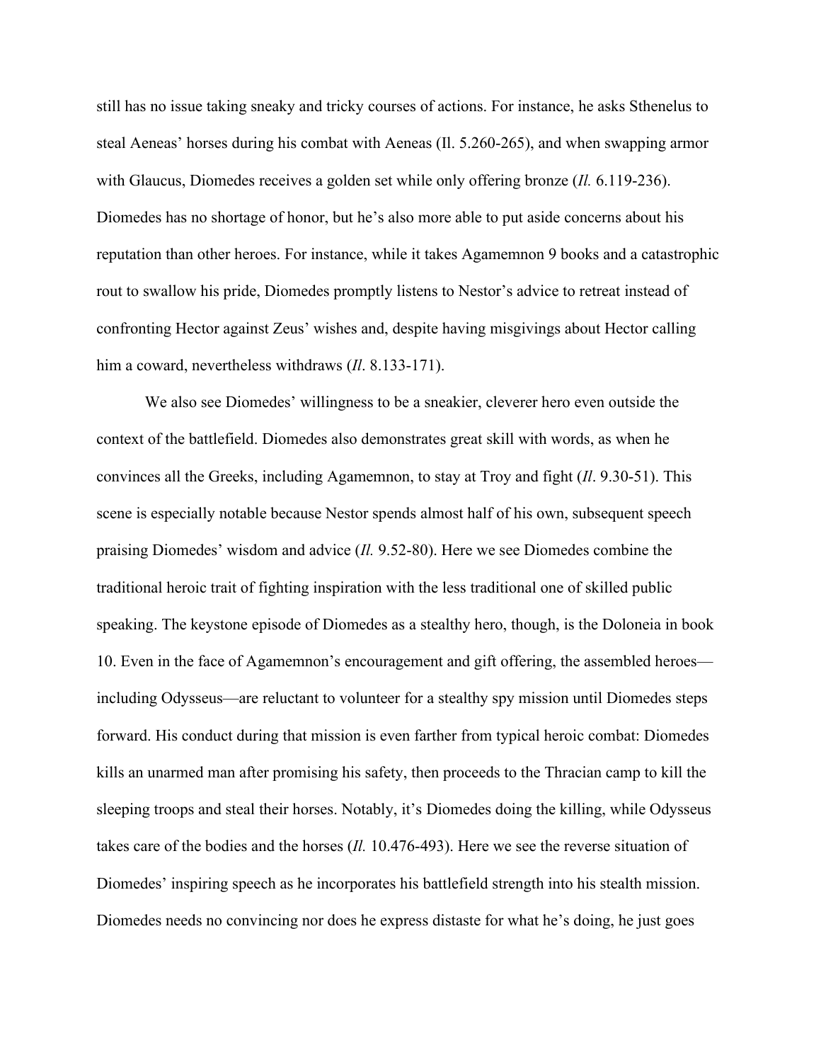still has no issue taking sneaky and tricky courses of actions. For instance, he asks Sthenelus to steal Aeneas' horses during his combat with Aeneas (Il. 5.260-265), and when swapping armor with Glaucus, Diomedes receives a golden set while only offering bronze (*Il.* 6.119-236). Diomedes has no shortage of honor, but he's also more able to put aside concerns about his reputation than other heroes. For instance, while it takes Agamemnon 9 books and a catastrophic rout to swallow his pride, Diomedes promptly listens to Nestor's advice to retreat instead of confronting Hector against Zeus' wishes and, despite having misgivings about Hector calling him a coward, nevertheless withdraws (*Il*. 8.133-171).

We also see Diomedes' willingness to be a sneakier, cleverer hero even outside the context of the battlefield. Diomedes also demonstrates great skill with words, as when he convinces all the Greeks, including Agamemnon, to stay at Troy and fight (*Il*. 9.30-51). This scene is especially notable because Nestor spends almost half of his own, subsequent speech praising Diomedes' wisdom and advice (*Il.* 9.52-80). Here we see Diomedes combine the traditional heroic trait of fighting inspiration with the less traditional one of skilled public speaking. The keystone episode of Diomedes as a stealthy hero, though, is the Doloneia in book 10. Even in the face of Agamemnon's encouragement and gift offering, the assembled heroes—including Odysseus—are reluctant to volunteer for a stealthy spy mission until Diomedes steps forward. His conduct during that mission is even farther from typical heroic combat: Diomedes kills an unarmed man after promising his safety, then proceeds to the Thracian camp to kill the sleeping troops and steal their horses. Notably, it's Diomedes doing the killing, while Odysseus takes care of the bodies and the horses (*Il.* 10.476-493). Here we see the reverse situation of Diomedes' inspiring speech as he incorporates his battlefield strength into his stealth mission. Diomedes needs no convincing nor does he express distaste for what he's doing, he just goes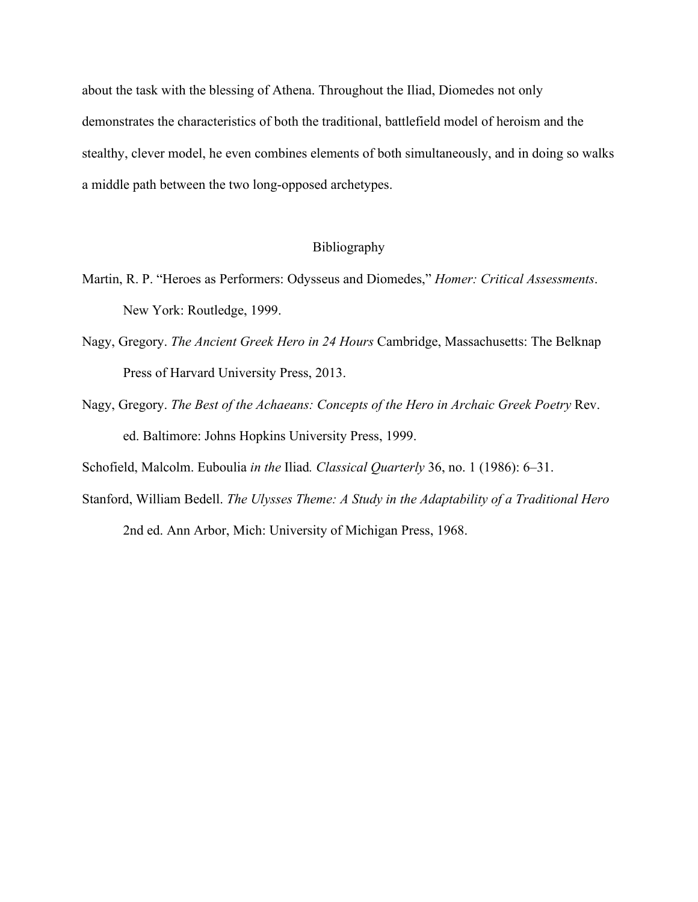about the task with the blessing of Athena. Throughout the Iliad, Diomedes not only demonstrates the characteristics of both the traditional, battlefield model of heroism and the stealthy, clever model, he even combines elements of both simultaneously, and in doing so walks a middle path between the two long-opposed archetypes.

## Bibliography

Martin, R. P. "Heroes as Performers: Odysseus and Diomedes," *Homer: Critical Assessments*. New York: Routledge, 1999.

Nagy, Gregory. *The Ancient Greek Hero in 24 Hours* Cambridge, Massachusetts: The Belknap Press of Harvard University Press, 2013.

Nagy, Gregory. *The Best of the Achaeans: Concepts of the Hero in Archaic Greek Poetry* Rev. ed. Baltimore: Johns Hopkins University Press, 1999.

Schofield, Malcolm. Euboulia *in the* Iliad*. Classical Quarterly* 36, no. 1 (1986): 6–31.

Stanford, William Bedell. *The Ulysses Theme: A Study in the Adaptability of a Traditional Hero* 2nd ed. Ann Arbor, Mich: University of Michigan Press, 1968.